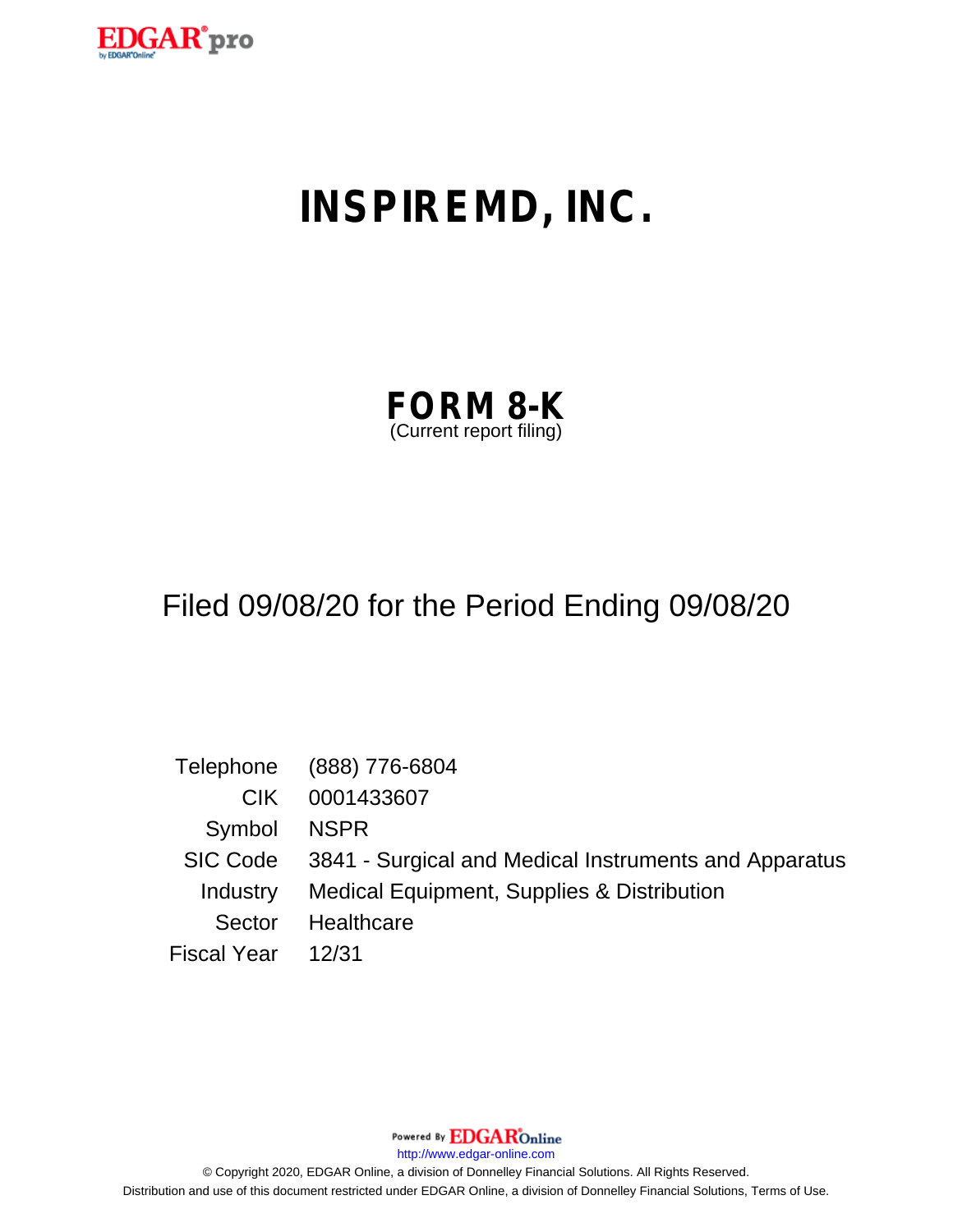# INSPIREMD, INC.

## FORM 8-K
(Current report filing)

Filed 09/08/20 for the Period Ending 09/08/20

| | |
|---|---|
| Telephone | (888) 776-6804 |
| CIK | 0001433607 |
| Symbol | NSPR |
| SIC Code | 3841 - Surgical and Medical Instruments and Apparatus |
| Industry | Medical Equipment, Supplies & Distribution |
| Sector | Healthcare |
| Fiscal Year | 12/31 |

Powered By EDGAR Online

http://www.edgar-online.com

© Copyright 2020, EDGAR Online, a division of Donnelley Financial Solutions. All Rights Reserved.
Distribution and use of this document restricted under EDGAR Online, a division of Donnelley Financial Solutions, Terms of Use.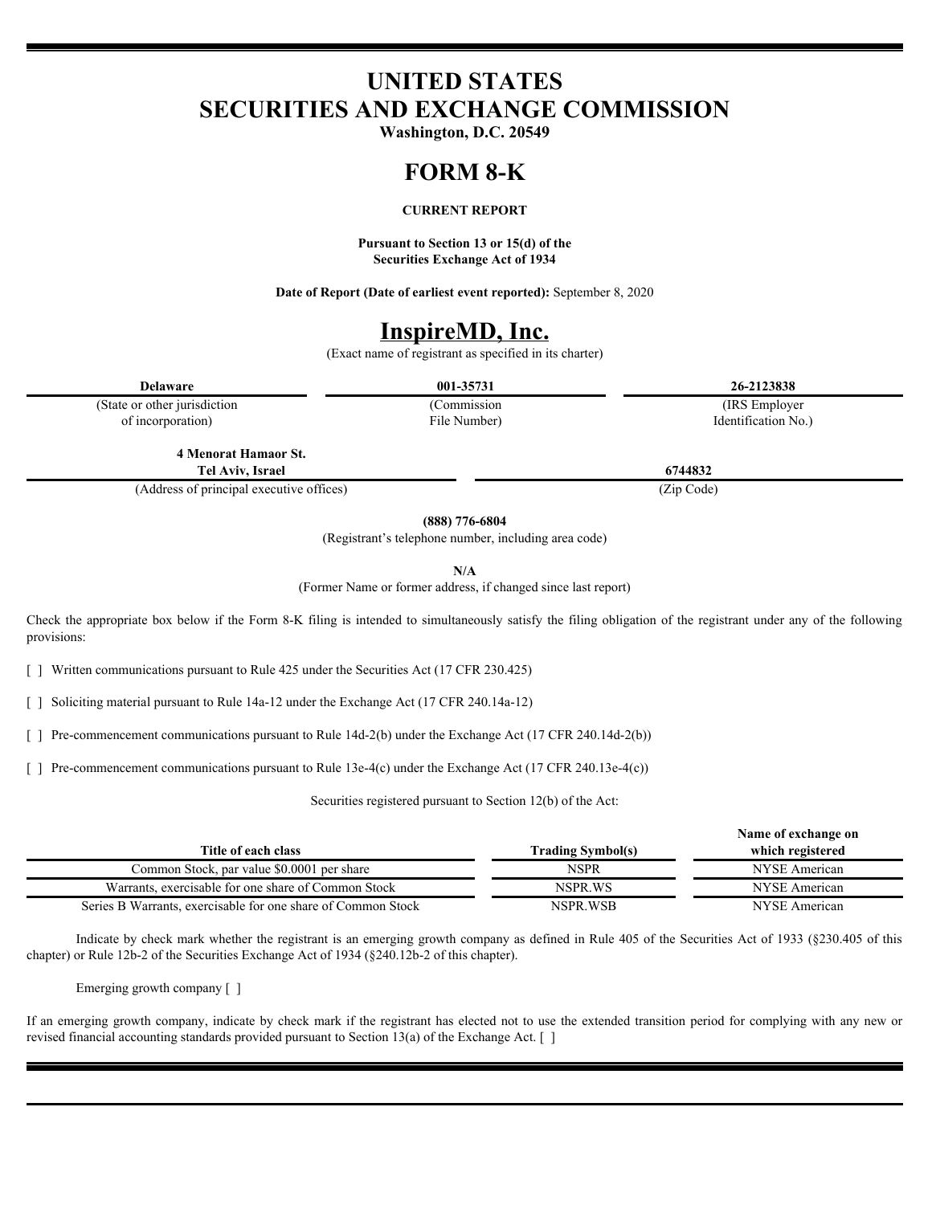# UNITED STATES
# SECURITIES AND EXCHANGE COMMISSION

**Washington, D.C. 20549**

# FORM 8-K

**CURRENT REPORT**

**Pursuant to Section 13 or 15(d) of the**
**Securities Exchange Act of 1934**

**Date of Report (Date of earliest event reported):** September 8, 2020

# InspireMD, Inc.

(Exact name of registrant as specified in its charter)

| **Delaware** | **001-35731** | **26-2123838** |
|---|---|---|
| (State or other jurisdiction of incorporation) | (Commission File Number) | (IRS Employer Identification No.) |

| **4 Menorat Hamaor St. Tel Aviv, Israel** | **6744832** |
|---|---|
| (Address of principal executive offices) | (Zip Code) |

**(888) 776-6804**
(Registrant's telephone number, including area code)

**N/A**
(Former Name or former address, if changed since last report)

Check the appropriate box below if the Form 8-K filing is intended to simultaneously satisfy the filing obligation of the registrant under any of the following provisions:

[ ] Written communications pursuant to Rule 425 under the Securities Act (17 CFR 230.425)

[ ] Soliciting material pursuant to Rule 14a-12 under the Exchange Act (17 CFR 240.14a-12)

[ ] Pre-commencement communications pursuant to Rule 14d-2(b) under the Exchange Act (17 CFR 240.14d-2(b))

[ ] Pre-commencement communications pursuant to Rule 13e-4(c) under the Exchange Act (17 CFR 240.13e-4(c))

Securities registered pursuant to Section 12(b) of the Act:

| Title of each class | Trading Symbol(s) | Name of exchange on which registered |
|---|---|---|
| Common Stock, par value $0.0001 per share | NSPR | NYSE American |
| Warrants, exercisable for one share of Common Stock | NSPR.WS | NYSE American |
| Series B Warrants, exercisable for one share of Common Stock | NSPR.WSB | NYSE American |

Indicate by check mark whether the registrant is an emerging growth company as defined in Rule 405 of the Securities Act of 1933 (§230.405 of this chapter) or Rule 12b-2 of the Securities Exchange Act of 1934 (§240.12b-2 of this chapter).

Emerging growth company [ ]

If an emerging growth company, indicate by check mark if the registrant has elected not to use the extended transition period for complying with any new or revised financial accounting standards provided pursuant to Section 13(a) of the Exchange Act. [ ]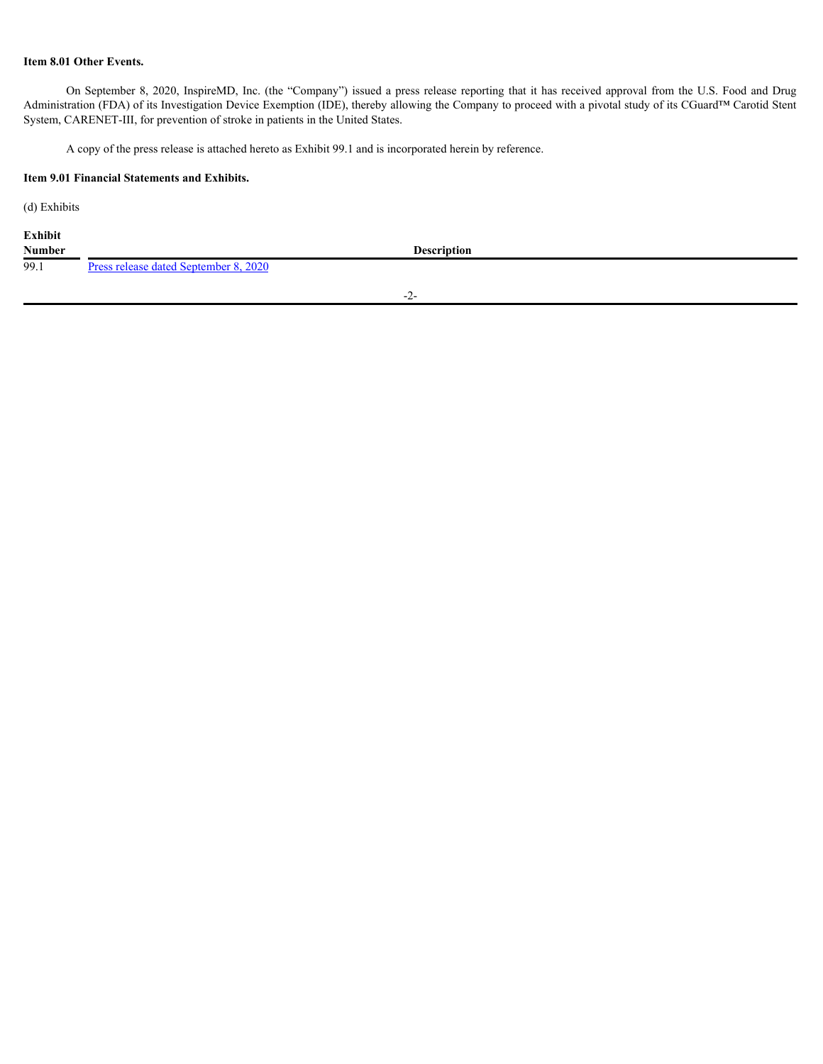**Item 8.01 Other Events.**

On September 8, 2020, InspireMD, Inc. (the "Company") issued a press release reporting that it has received approval from the U.S. Food and Drug Administration (FDA) of its Investigation Device Exemption (IDE), thereby allowing the Company to proceed with a pivotal study of its CGuard™ Carotid Stent System, CARENET-III, for prevention of stroke in patients in the United States.

A copy of the press release is attached hereto as Exhibit 99.1 and is incorporated herein by reference.

**Item 9.01 Financial Statements and Exhibits.**

(d) Exhibits

| Exhibit Number | Description |
| --- | --- |
| 99.1 | Press release dated September 8, 2020 |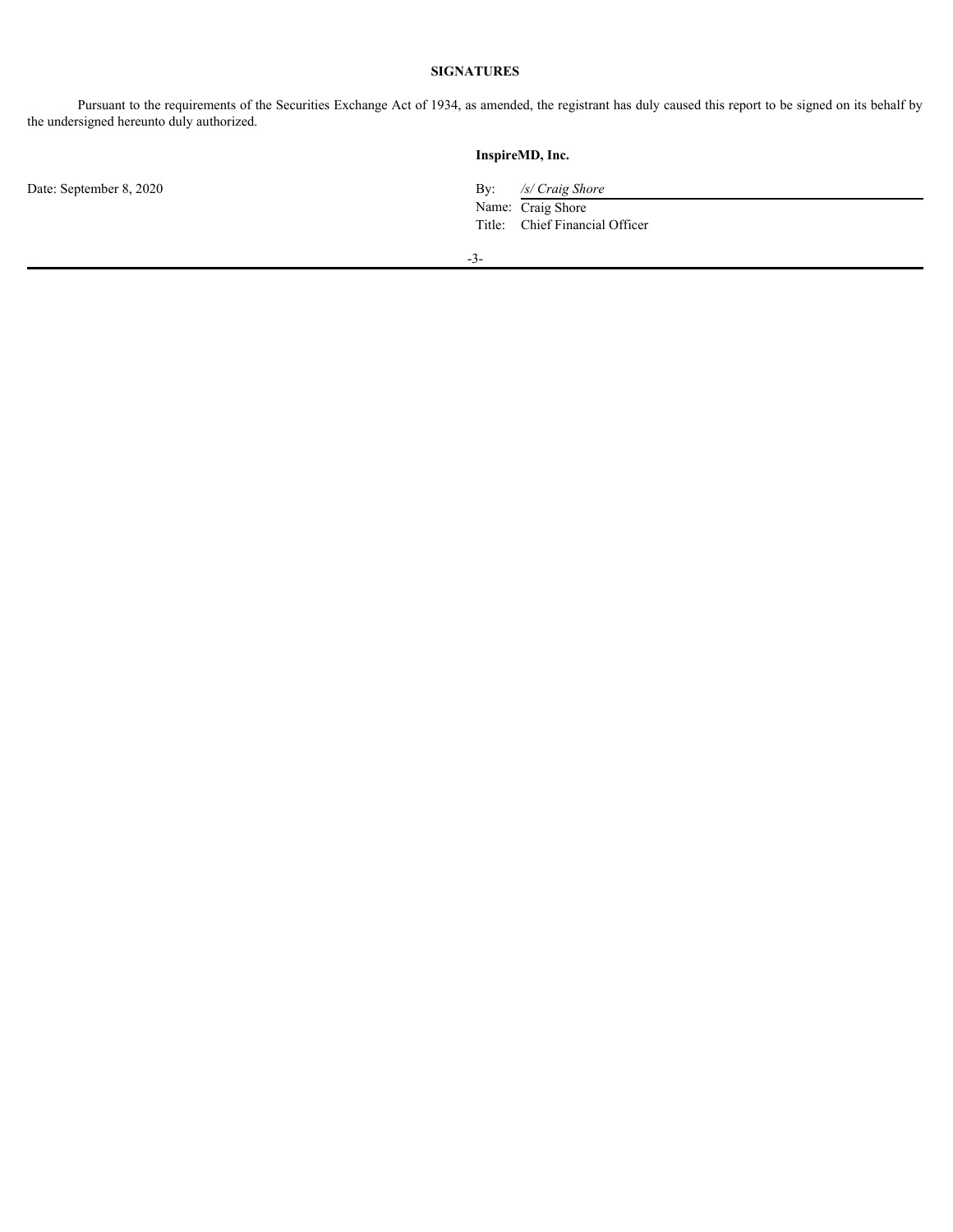**SIGNATURES**

Pursuant to the requirements of the Securities Exchange Act of 1934, as amended, the registrant has duly caused this report to be signed on its behalf by the undersigned hereunto duly authorized.

**InspireMD, Inc.**

Date: September 8, 2020

By: */s/ Craig Shore*
Name: Craig Shore
Title: Chief Financial Officer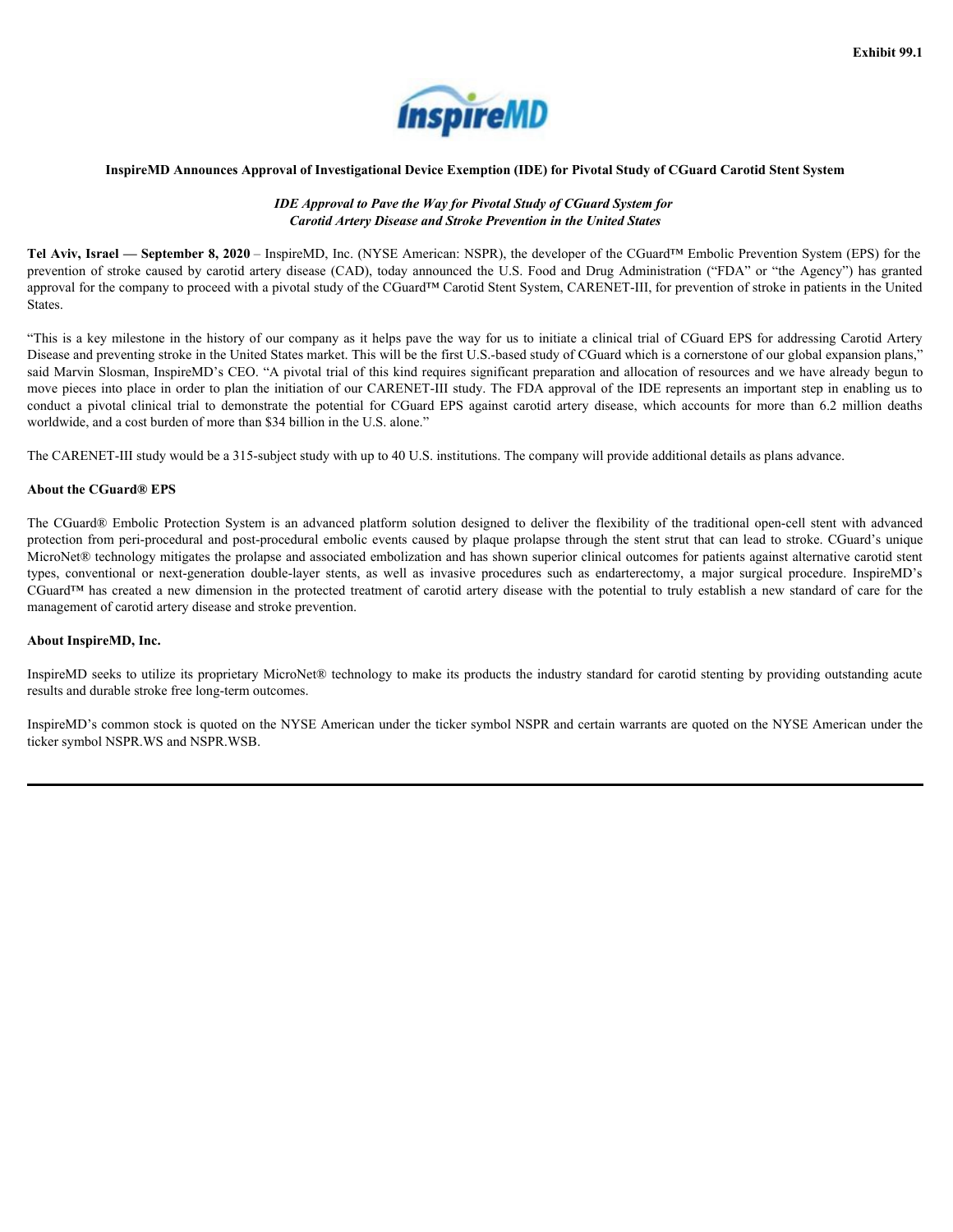Exhibit 99.1

**InspireMD Announces Approval of Investigational Device Exemption (IDE) for Pivotal Study of CGuard Carotid Stent System**

***IDE Approval to Pave the Way for Pivotal Study of CGuard System for Carotid Artery Disease and Stroke Prevention in the United States***

**Tel Aviv, Israel — September 8, 2020** – InspireMD, Inc. (NYSE American: NSPR), the developer of the CGuard™ Embolic Prevention System (EPS) for the prevention of stroke caused by carotid artery disease (CAD), today announced the U.S. Food and Drug Administration ("FDA" or "the Agency") has granted approval for the company to proceed with a pivotal study of the CGuard™ Carotid Stent System, CARENET-III, for prevention of stroke in patients in the United States.

"This is a key milestone in the history of our company as it helps pave the way for us to initiate a clinical trial of CGuard EPS for addressing Carotid Artery Disease and preventing stroke in the United States market. This will be the first U.S.-based study of CGuard which is a cornerstone of our global expansion plans," said Marvin Slosman, InspireMD's CEO. "A pivotal trial of this kind requires significant preparation and allocation of resources and we have already begun to move pieces into place in order to plan the initiation of our CARENET-III study. The FDA approval of the IDE represents an important step in enabling us to conduct a pivotal clinical trial to demonstrate the potential for CGuard EPS against carotid artery disease, which accounts for more than 6.2 million deaths worldwide, and a cost burden of more than $34 billion in the U.S. alone."

The CARENET-III study would be a 315-subject study with up to 40 U.S. institutions. The company will provide additional details as plans advance.

**About the CGuard® EPS**

The CGuard® Embolic Protection System is an advanced platform solution designed to deliver the flexibility of the traditional open-cell stent with advanced protection from peri-procedural and post-procedural embolic events caused by plaque prolapse through the stent strut that can lead to stroke. CGuard's unique MicroNet® technology mitigates the prolapse and associated embolization and has shown superior clinical outcomes for patients against alternative carotid stent types, conventional or next-generation double-layer stents, as well as invasive procedures such as endarterectomy, a major surgical procedure. InspireMD's CGuard™ has created a new dimension in the protected treatment of carotid artery disease with the potential to truly establish a new standard of care for the management of carotid artery disease and stroke prevention.

**About InspireMD, Inc.**

InspireMD seeks to utilize its proprietary MicroNet® technology to make its products the industry standard for carotid stenting by providing outstanding acute results and durable stroke free long-term outcomes.

InspireMD's common stock is quoted on the NYSE American under the ticker symbol NSPR and certain warrants are quoted on the NYSE American under the ticker symbol NSPR.WS and NSPR.WSB.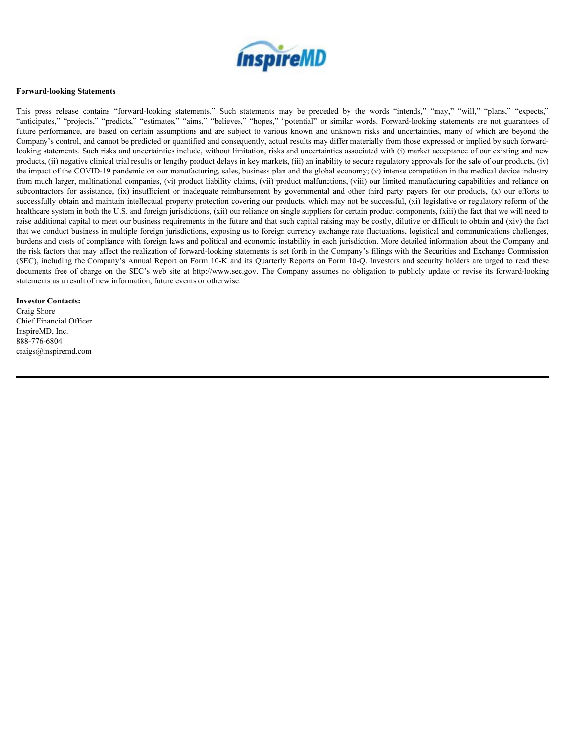**Forward-looking Statements**

This press release contains "forward-looking statements." Such statements may be preceded by the words "intends," "may," "will," "plans," "expects," "anticipates," "projects," "predicts," "estimates," "aims," "believes," "hopes," "potential" or similar words. Forward-looking statements are not guarantees of future performance, are based on certain assumptions and are subject to various known and unknown risks and uncertainties, many of which are beyond the Company's control, and cannot be predicted or quantified and consequently, actual results may differ materially from those expressed or implied by such forward-looking statements. Such risks and uncertainties include, without limitation, risks and uncertainties associated with (i) market acceptance of our existing and new products, (ii) negative clinical trial results or lengthy product delays in key markets, (iii) an inability to secure regulatory approvals for the sale of our products, (iv) the impact of the COVID-19 pandemic on our manufacturing, sales, business plan and the global economy; (v) intense competition in the medical device industry from much larger, multinational companies, (vi) product liability claims, (vii) product malfunctions, (viii) our limited manufacturing capabilities and reliance on subcontractors for assistance, (ix) insufficient or inadequate reimbursement by governmental and other third party payers for our products, (x) our efforts to successfully obtain and maintain intellectual property protection covering our products, which may not be successful, (xi) legislative or regulatory reform of the healthcare system in both the U.S. and foreign jurisdictions, (xii) our reliance on single suppliers for certain product components, (xiii) the fact that we will need to raise additional capital to meet our business requirements in the future and that such capital raising may be costly, dilutive or difficult to obtain and (xiv) the fact that we conduct business in multiple foreign jurisdictions, exposing us to foreign currency exchange rate fluctuations, logistical and communications challenges, burdens and costs of compliance with foreign laws and political and economic instability in each jurisdiction. More detailed information about the Company and the risk factors that may affect the realization of forward-looking statements is set forth in the Company's filings with the Securities and Exchange Commission (SEC), including the Company's Annual Report on Form 10-K and its Quarterly Reports on Form 10-Q. Investors and security holders are urged to read these documents free of charge on the SEC's web site at http://www.sec.gov. The Company assumes no obligation to publicly update or revise its forward-looking statements as a result of new information, future events or otherwise.

**Investor Contacts:**
Craig Shore
Chief Financial Officer
InspireMD, Inc.
888-776-6804
craigs@inspiremd.com